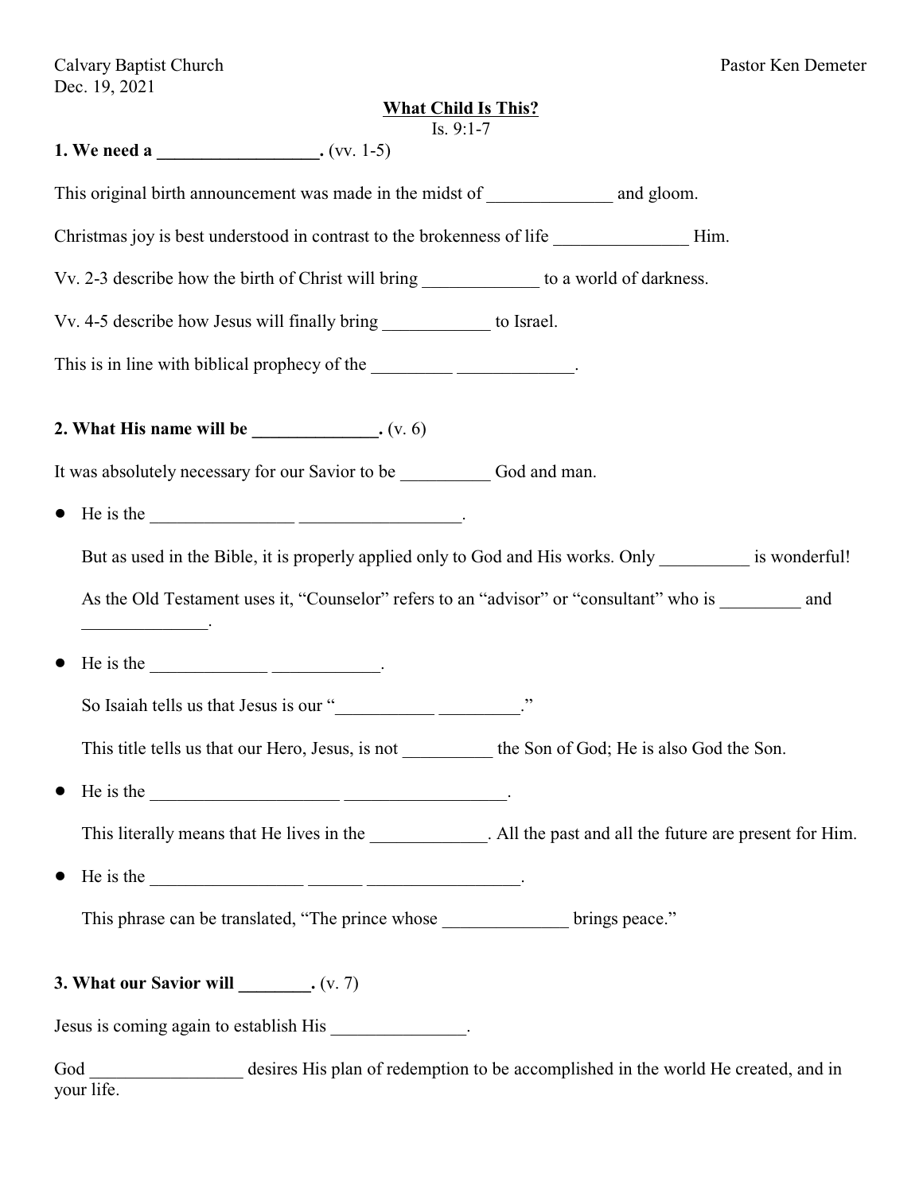Calvary Baptist Church

Dec. 19, 2021

Pastor Ken Demeter

# What Child Is This?

Is. 9:1-7

**1. We need a __________________.** (vv. 1-5)

This original birth announcement was made in the midst of ______________ and gloom.

Christmas joy is best understood in contrast to the brokenness of life _______________ Him.

Vv. 2-3 describe how the birth of Christ will bring _____________ to a world of darkness.

Vv. 4-5 describe how Jesus will finally bring ____________ to Israel.

This is in line with biblical prophecy of the _________ _____________.

**2. What His name will be ______________.** (v. 6)

It was absolutely necessary for our Savior to be __________ God and man.

- He is the ________________ __________________.

  But as used in the Bible, it is properly applied only to God and His works. Only __________ is wonderful!

  As the Old Testament uses it, "Counselor" refers to an "advisor" or "consultant" who is _________ and ______________.

- He is the _____________ ____________.

  So Isaiah tells us that Jesus is our "___________ _________."

  This title tells us that our Hero, Jesus, is not __________ the Son of God; He is also God the Son.

- He is the _____________________ __________________.

  This literally means that He lives in the _____________. All the past and all the future are present for Him.

- He is the _________________ ______ _________________.

  This phrase can be translated, "The prince whose ______________ brings peace."

**3. What our Savior will ________.** (v. 7)

Jesus is coming again to establish His _______________.

God _________________ desires His plan of redemption to be accomplished in the world He created, and in your life.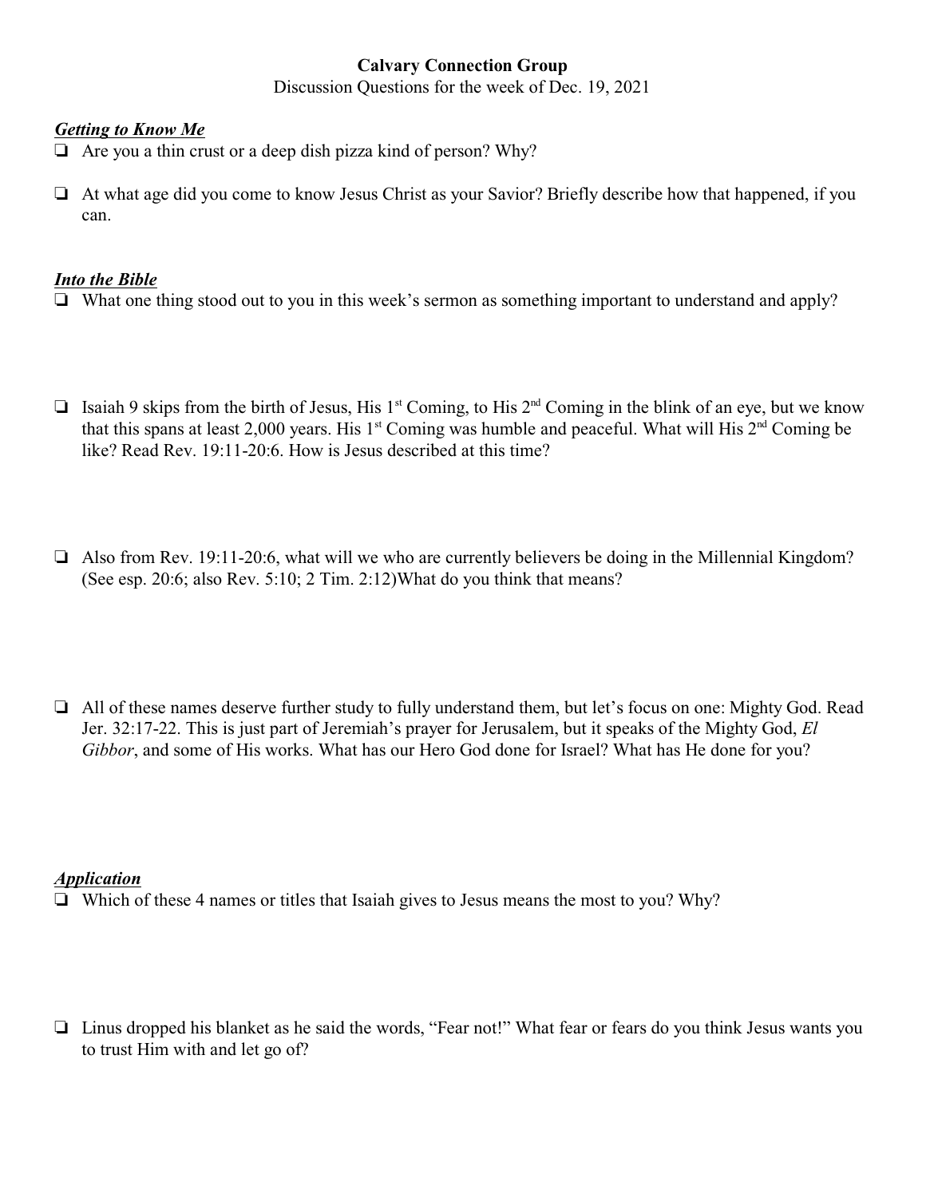**Calvary Connection Group**

Discussion Questions for the week of Dec. 19, 2021

***Getting to Know Me***

- ❏ Are you a thin crust or a deep dish pizza kind of person? Why?
- ❏ At what age did you come to know Jesus Christ as your Savior? Briefly describe how that happened, if you can.

***Into the Bible***

- ❏ What one thing stood out to you in this week's sermon as something important to understand and apply?
- ❏ Isaiah 9 skips from the birth of Jesus, His 1st Coming, to His 2nd Coming in the blink of an eye, but we know that this spans at least 2,000 years. His 1st Coming was humble and peaceful. What will His 2nd Coming be like? Read Rev. 19:11-20:6. How is Jesus described at this time?
- ❏ Also from Rev. 19:11-20:6, what will we who are currently believers be doing in the Millennial Kingdom? (See esp. 20:6; also Rev. 5:10; 2 Tim. 2:12)What do you think that means?
- ❏ All of these names deserve further study to fully understand them, but let's focus on one: Mighty God. Read Jer. 32:17-22. This is just part of Jeremiah's prayer for Jerusalem, but it speaks of the Mighty God, *El Gibbor*, and some of His works. What has our Hero God done for Israel? What has He done for you?

***Application***

- ❏ Which of these 4 names or titles that Isaiah gives to Jesus means the most to you? Why?
- ❏ Linus dropped his blanket as he said the words, "Fear not!" What fear or fears do you think Jesus wants you to trust Him with and let go of?